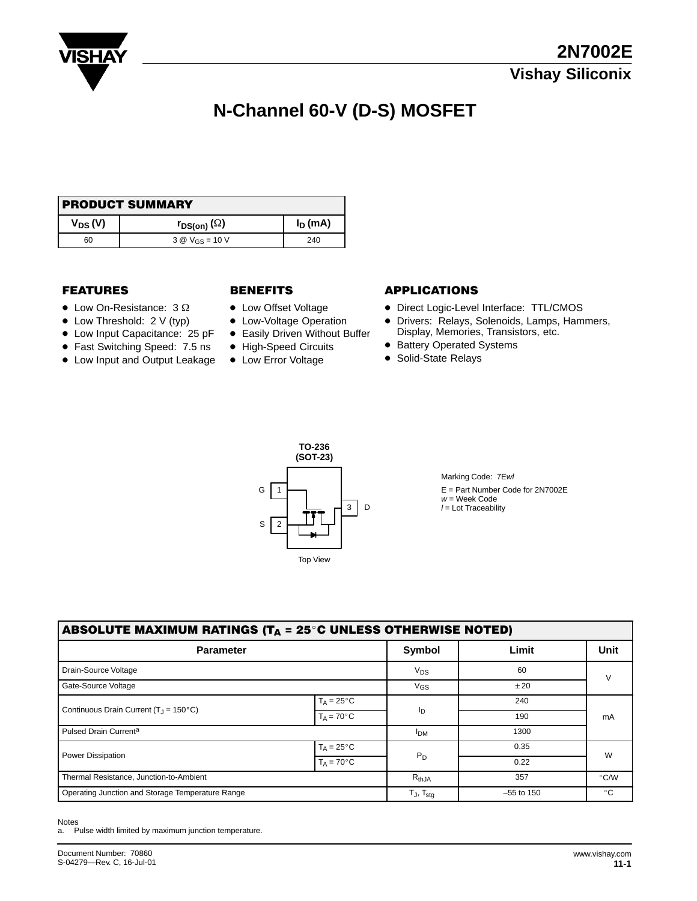# 2N7002E

## Vishay Siliconix

# N-Channel 60-V (D-S) MOSFET

| PRODUCT SUMMARY | | |
|---|---|---|
| $V_{DS}$ (V) | $r_{DS(on)}$ ($\Omega$) | $I_D$ (mA) |
| 60 | 3 @ $V_{GS}$ = 10 V | 240 |

### FEATURES

- Low On-Resistance: 3 Ω
- Low Threshold: 2 V (typ)
- Low Input Capacitance: 25 pF
- Fast Switching Speed: 7.5 ns
- Low Input and Output Leakage

### BENEFITS

- Low Offset Voltage
- Low-Voltage Operation
- Easily Driven Without Buffer
- High-Speed Circuits
- Low Error Voltage

### APPLICATIONS

- Direct Logic-Level Interface: TTL/CMOS
- Drivers: Relays, Solenoids, Lamps, Hammers, Display, Memories, Transistors, etc.
- Battery Operated Systems
- Solid-State Relays

TO-236 (SOT-23)

G 1, S 2, 3 D

Top View

Marking Code: 7E*wl*

E = Part Number Code for 2N7002E
*w* = Week Code
*l* = Lot Traceability

| ABSOLUTE MAXIMUM RATINGS ($T_A$ = 25°C UNLESS OTHERWISE NOTED) | | | | |
|---|---|---|---|---|
| **Parameter** | | **Symbol** | **Limit** | **Unit** |
| Drain-Source Voltage | | $V_{DS}$ | 60 | V |
| Gate-Source Voltage | | $V_{GS}$ | ± 20 | V |
| Continuous Drain Current ($T_J$ = 150°C) | $T_A$ = 25°C | $I_D$ | 240 | mA |
| | $T_A$ = 70°C | | 190 | |
| Pulsed Drain Current[a] | | $I_{DM}$ | 1300 | |
| Power Dissipation | $T_A$ = 25°C | $P_D$ | 0.35 | W |
| | $T_A$ = 70°C | | 0.22 | |
| Thermal Resistance, Junction-to-Ambient | | $R_{thJA}$ | 357 | °C/W |
| Operating Junction and Storage Temperature Range | | $T_J$, $T_{stg}$ | –55 to 150 | °C |

Notes
a. Pulse width limited by maximum junction temperature.

Document Number: 70860
S-04279—Rev. C, 16-Jul-01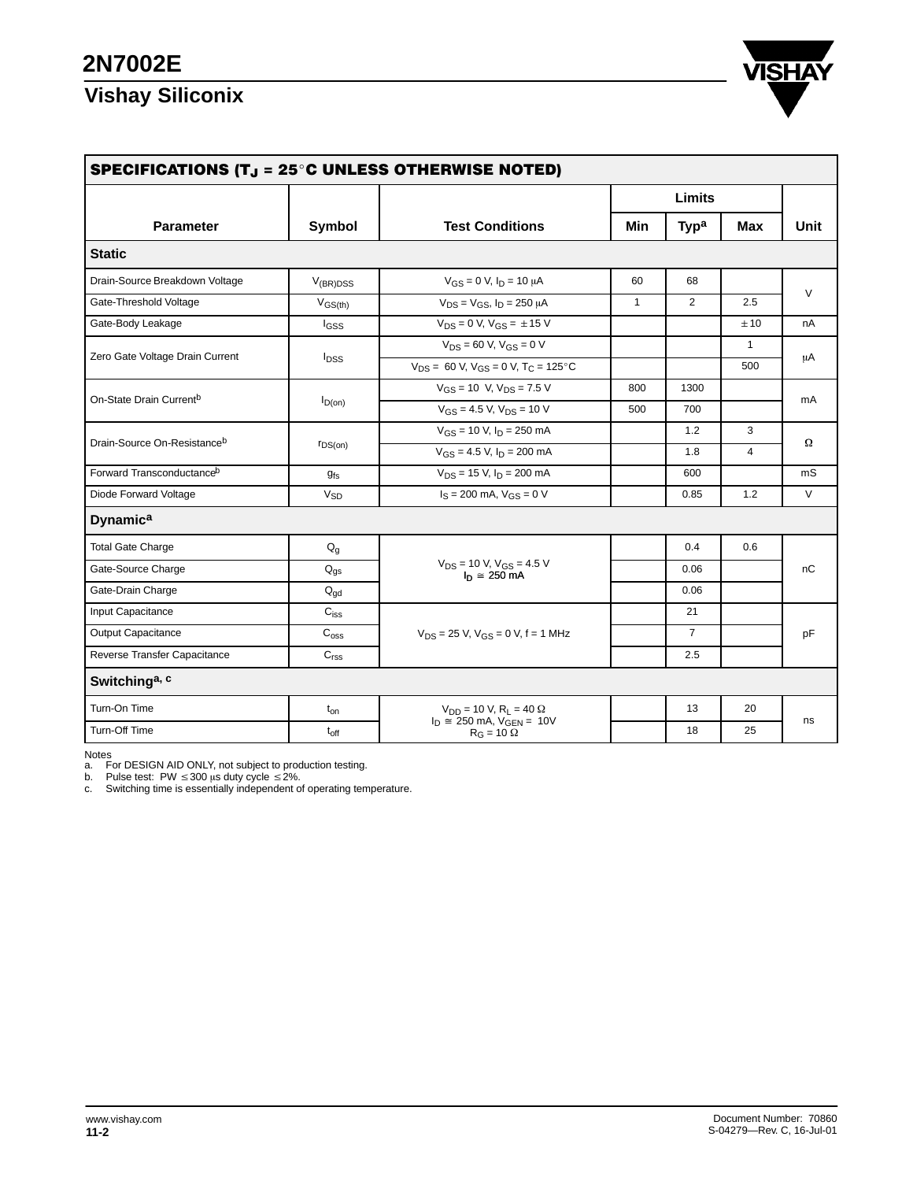## SPECIFICATIONS ($T_J$ = 25°C UNLESS OTHERWISE NOTED)

| Parameter | Symbol | Test Conditions | Min | Typ[a] | Max | Unit |
|---|---|---|---|---|---|---|
| **Static** | | | | | | |
| Drain-Source Breakdown Voltage | $V_{(BR)DSS}$ | $V_{GS}$ = 0 V, $I_D$ = 10 μA | 60 | 68 | | V |
| Gate-Threshold Voltage | $V_{GS(th)}$ | $V_{DS}$ = $V_{GS}$, $I_D$ = 250 μA | 1 | 2 | 2.5 | V |
| Gate-Body Leakage | $I_{GSS}$ | $V_{DS}$ = 0 V, $V_{GS}$ = ± 15 V | | | ± 10 | nA |
| Zero Gate Voltage Drain Current | $I_{DSS}$ | $V_{DS}$ = 60 V, $V_{GS}$ = 0 V | | | 1 | μA |
| | | $V_{DS}$ = 60 V, $V_{GS}$ = 0 V, $T_C$ = 125°C | | | 500 | μA |
| On-State Drain Current[b] | $I_{D(on)}$ | $V_{GS}$ = 10 V, $V_{DS}$ = 7.5 V | 800 | 1300 | | mA |
| | | $V_{GS}$ = 4.5 V, $V_{DS}$ = 10 V | 500 | 700 | | mA |
| Drain-Source On-Resistance[b] | $r_{DS(on)}$ | $V_{GS}$ = 10 V, $I_D$ = 250 mA | | 1.2 | 3 | Ω |
| | | $V_{GS}$ = 4.5 V, $I_D$ = 200 mA | | 1.8 | 4 | Ω |
| Forward Transconductance[b] | $g_{fs}$ | $V_{DS}$ = 15 V, $I_D$ = 200 mA | | 600 | | mS |
| Diode Forward Voltage | $V_{SD}$ | $I_S$ = 200 mA, $V_{GS}$ = 0 V | | 0.85 | 1.2 | V |
| **Dynamic[a]** | | | | | | |
| Total Gate Charge | $Q_g$ | $V_{DS}$ = 10 V, $V_{GS}$ = 4.5 V, $I_D$ ≅ 250 mA | | 0.4 | 0.6 | nC |
| Gate-Source Charge | $Q_{gs}$ | | | 0.06 | | nC |
| Gate-Drain Charge | $Q_{gd}$ | | | 0.06 | | nC |
| Input Capacitance | $C_{iss}$ | $V_{DS}$ = 25 V, $V_{GS}$ = 0 V, f = 1 MHz | | 21 | | pF |
| Output Capacitance | $C_{oss}$ | | | 7 | | pF |
| Reverse Transfer Capacitance | $C_{rss}$ | | | 2.5 | | pF |
| **Switching[a, c]** | | | | | | |
| Turn-On Time | $t_{on}$ | $V_{DD}$ = 10 V, $R_L$ = 40 Ω, $I_D$ ≅ 250 mA, $V_{GEN}$ = 10V, $R_G$ = 10 Ω | | 13 | 20 | ns |
| Turn-Off Time | $t_{off}$ | | | 18 | 25 | ns |

Notes
a. For DESIGN AID ONLY, not subject to production testing.
b. Pulse test: PW ≤ 300 μs duty cycle ≤ 2%.
c. Switching time is essentially independent of operating temperature.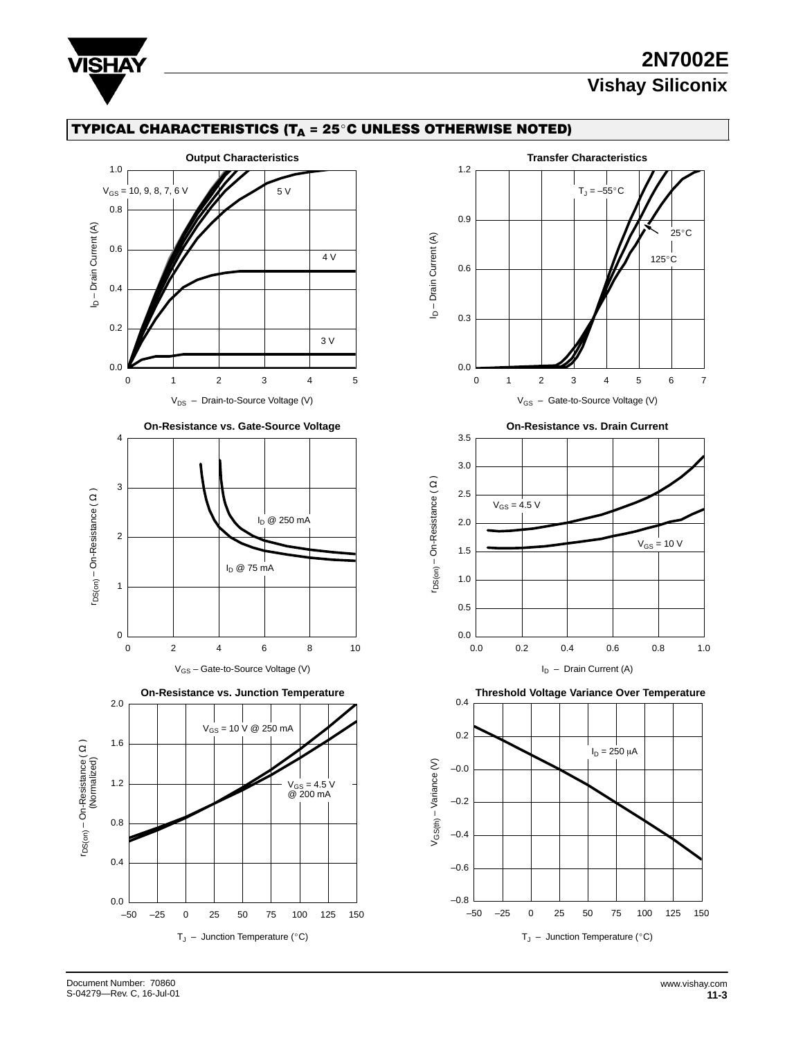## TYPICAL CHARACTERISTICS ($T_A$ = 25°C UNLESS OTHERWISE NOTED)

**Output Characteristics**

$V_{GS}$ = 10, 9, 8, 7, 6 V; 5 V; 4 V; 3 V

$I_D$ – Drain Current (A) vs. $V_{DS}$ – Drain-to-Source Voltage (V)

**Transfer Characteristics**

$T_J$ = –55°C; 25°C; 125°C

$I_D$ – Drain Current (A) vs. $V_{GS}$ – Gate-to-Source Voltage (V)

**On-Resistance vs. Gate-Source Voltage**

$I_D$ @ 250 mA; $I_D$ @ 75 mA

$r_{DS(on)}$ – On-Resistance ( Ω ) vs. $V_{GS}$ – Gate-to-Source Voltage (V)

**On-Resistance vs. Drain Current**

$V_{GS}$ = 4.5 V; $V_{GS}$ = 10 V

$r_{DS(on)}$ – On-Resistance ( Ω ) vs. $I_D$ – Drain Current (A)

**On-Resistance vs. Junction Temperature**

$V_{GS}$ = 10 V @ 250 mA; $V_{GS}$ = 4.5 V @ 200 mA

$r_{DS(on)}$ – On-Resistance ( Ω ) (Normalized) vs. $T_J$ – Junction Temperature (°C)

**Threshold Voltage Variance Over Temperature**

$I_D$ = 250 μA

$V_{GS(th)}$ – Variance (V) vs. $T_J$ – Junction Temperature (°C)

Document Number: 70860
S-04279—Rev. C, 16-Jul-01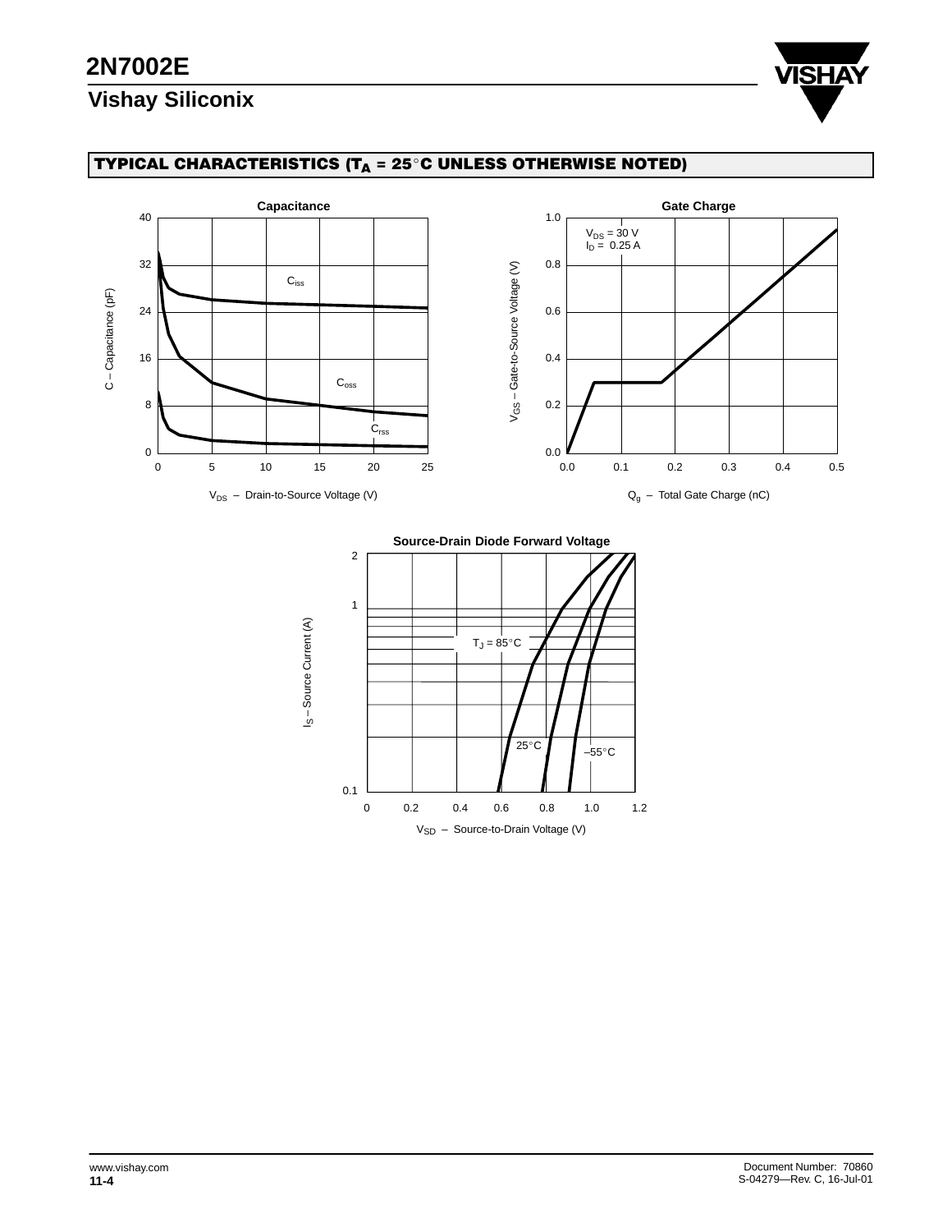## TYPICAL CHARACTERISTICS ($T_A$ = 25°C UNLESS OTHERWISE NOTED)

**Capacitance**

C – Capacitance (pF)

0 8 16 24 32 40

$C_{iss}$

$C_{oss}$

$C_{rss}$

0 5 10 15 20 25

$V_{DS}$ – Drain-to-Source Voltage (V)

**Gate Charge**

$V_{GS}$ – Gate-to-Source Voltage (V)

0.0 0.2 0.4 0.6 0.8 1.0

$V_{DS}$ = 30 V
$I_D$ = 0.25 A

0.0 0.1 0.2 0.3 0.4 0.5

$Q_g$ – Total Gate Charge (nC)

**Source-Drain Diode Forward Voltage**

$I_S$ – Source Current (A)

0.1 1 2

$T_J$ = 85°C

25°C

–55°C

0 0.2 0.4 0.6 0.8 1.0 1.2

$V_{SD}$ – Source-to-Drain Voltage (V)